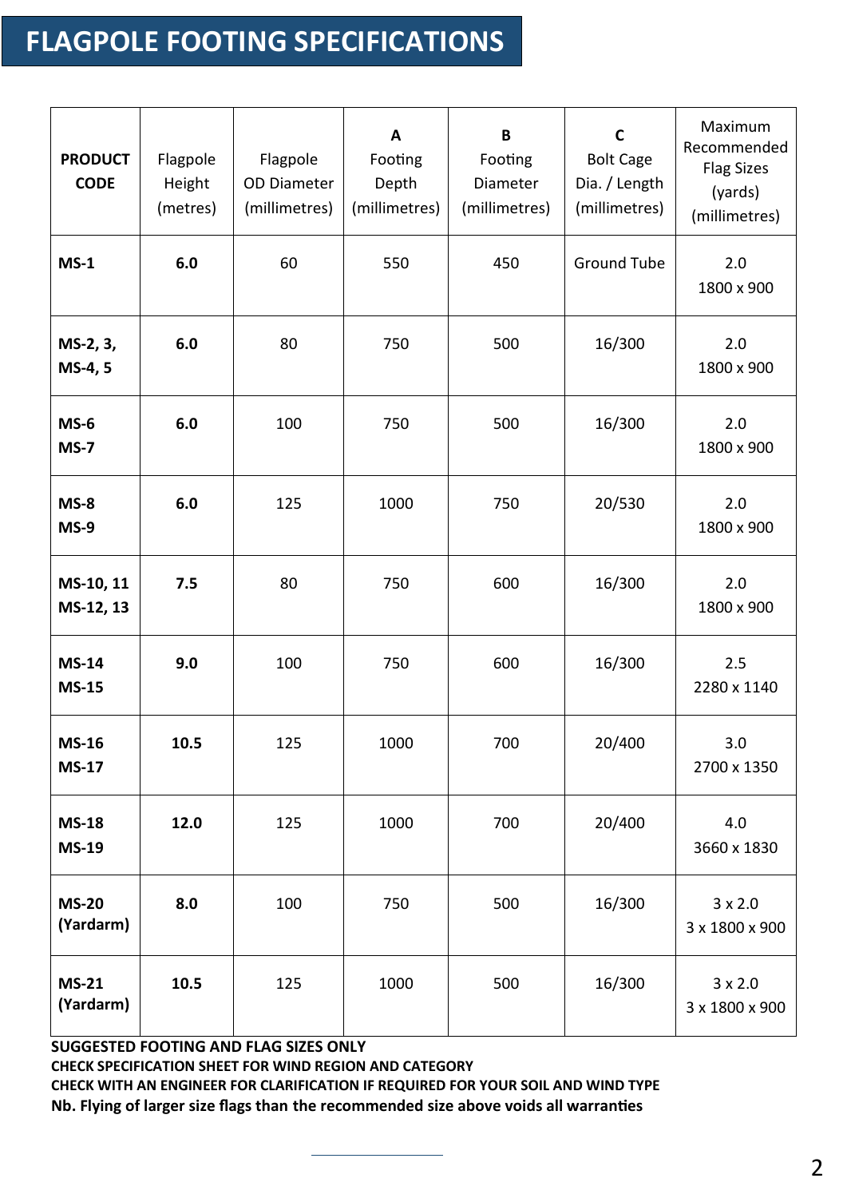# FLAGPOLE FOOTING SPECIFICATIONS

| PRODUCT CODE | Flagpole Height (metres) | Flagpole OD Diameter (millimetres) | A Footing Depth (millimetres) | B Footing Diameter (millimetres) | C Bolt Cage Dia. / Length (millimetres) | Maximum Recommended Flag Sizes (yards) (millimetres) |
|---|---|---|---|---|---|---|
| **MS-1** | **6.0** | 60 | 550 | 450 | Ground Tube | 2.0 1800 x 900 |
| **MS-2, 3, MS-4, 5** | **6.0** | 80 | 750 | 500 | 16/300 | 2.0 1800 x 900 |
| **MS-6 MS-7** | **6.0** | 100 | 750 | 500 | 16/300 | 2.0 1800 x 900 |
| **MS-8 MS-9** | **6.0** | 125 | 1000 | 750 | 20/530 | 2.0 1800 x 900 |
| **MS-10, 11 MS-12, 13** | **7.5** | 80 | 750 | 600 | 16/300 | 2.0 1800 x 900 |
| **MS-14 MS-15** | **9.0** | 100 | 750 | 600 | 16/300 | 2.5 2280 x 1140 |
| **MS-16 MS-17** | **10.5** | 125 | 1000 | 700 | 20/400 | 3.0 2700 x 1350 |
| **MS-18 MS-19** | **12.0** | 125 | 1000 | 700 | 20/400 | 4.0 3660 x 1830 |
| **MS-20 (Yardarm)** | **8.0** | 100 | 750 | 500 | 16/300 | 3 x 2.0 3 x 1800 x 900 |
| **MS-21 (Yardarm)** | **10.5** | 125 | 1000 | 500 | 16/300 | 3 x 2.0 3 x 1800 x 900 |

**SUGGESTED FOOTING AND FLAG SIZES ONLY**
**CHECK SPECIFICATION SHEET FOR WIND REGION AND CATEGORY**
**CHECK WITH AN ENGINEER FOR CLARIFICATION IF REQUIRED FOR YOUR SOIL AND WIND TYPE**
**Nb. Flying of larger size flags than the recommended size above voids all warranties**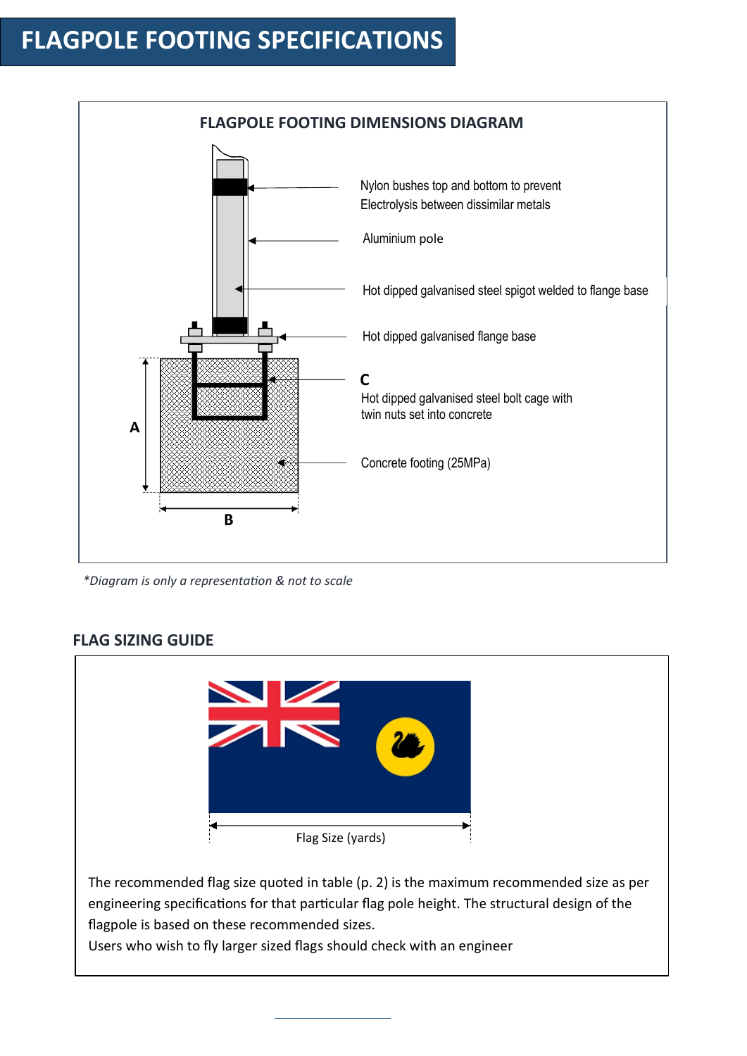# FLAGPOLE FOOTING SPECIFICATIONS

FLAGPOLE FOOTING DIMENSIONS DIAGRAM

Nylon bushes top and bottom to prevent Electrolysis between dissimilar metals

Aluminium pole

Hot dipped galvanised steel spigot welded to flange base

Hot dipped galvanised flange base

C

Hot dipped galvanised steel bolt cage with twin nuts set into concrete

Concrete footing (25MPa)

A

B

*Diagram is only a representation & not to scale*

## FLAG SIZING GUIDE

Flag Size (yards)

The recommended flag size quoted in table (p. 2) is the maximum recommended size as per engineering specifications for that particular flag pole height. The structural design of the flagpole is based on these recommended sizes.

Users who wish to fly larger sized flags should check with an engineer